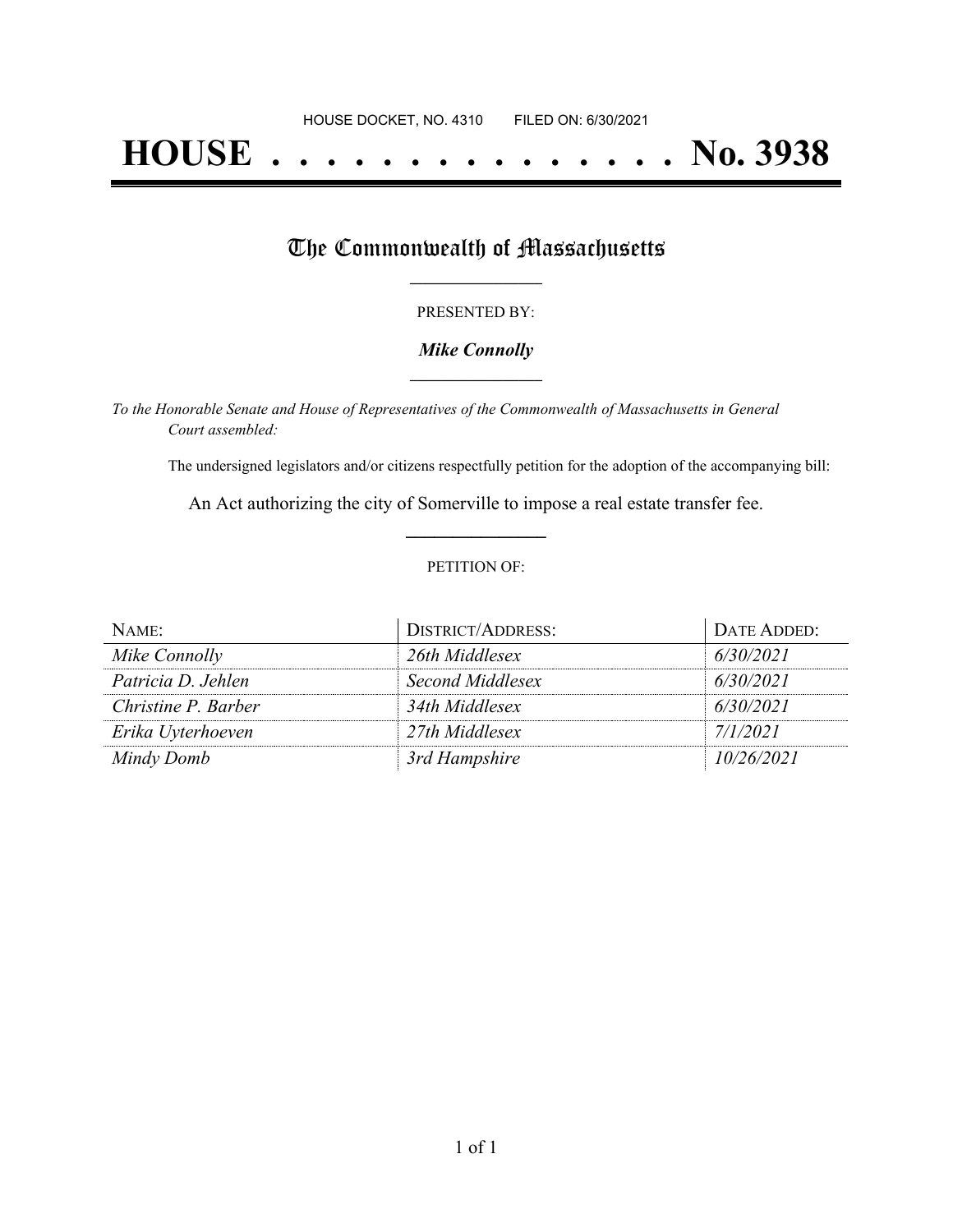HOUSE DOCKET, NO. 4310 FILED ON: 6/30/2021

# HOUSE . . . . . . . . . . . . . . . No. 3938

## The Commonwealth of Massachusetts

PRESENTED BY:

***Mike Connolly***

*To the Honorable Senate and House of Representatives of the Commonwealth of Massachusetts in General Court assembled:*

The undersigned legislators and/or citizens respectfully petition for the adoption of the accompanying bill:

An Act authorizing the city of Somerville to impose a real estate transfer fee.

PETITION OF:

| NAME: | DISTRICT/ADDRESS: | DATE ADDED: |
|---|---|---|
| *Mike Connolly* | *26th Middlesex* | *6/30/2021* |
| *Patricia D. Jehlen* | *Second Middlesex* | *6/30/2021* |
| *Christine P. Barber* | *34th Middlesex* | *6/30/2021* |
| *Erika Uyterhoeven* | *27th Middlesex* | *7/1/2021* |
| *Mindy Domb* | *3rd Hampshire* | *10/26/2021* |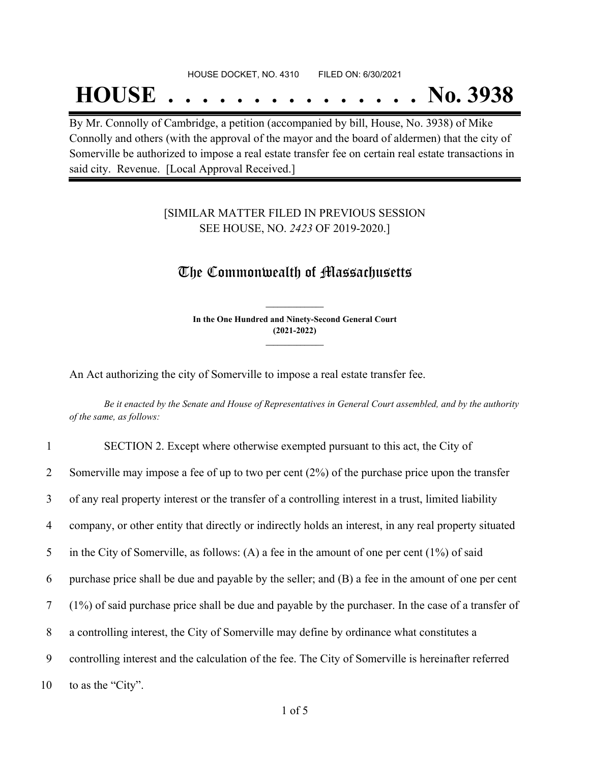HOUSE DOCKET, NO. 4310 FILED ON: 6/30/2021

# HOUSE . . . . . . . . . . . . . . . No. 3938

By Mr. Connolly of Cambridge, a petition (accompanied by bill, House, No. 3938) of Mike Connolly and others (with the approval of the mayor and the board of aldermen) that the city of Somerville be authorized to impose a real estate transfer fee on certain real estate transactions in said city. Revenue. [Local Approval Received.]

[SIMILAR MATTER FILED IN PREVIOUS SESSION
SEE HOUSE, NO. *2423* OF 2019-2020.]

## The Commonwealth of Massachusetts

**In the One Hundred and Ninety-Second General Court**
**(2021-2022)**

An Act authorizing the city of Somerville to impose a real estate transfer fee.

*Be it enacted by the Senate and House of Representatives in General Court assembled, and by the authority of the same, as follows:*

1 SECTION 2. Except where otherwise exempted pursuant to this act, the City of
2 Somerville may impose a fee of up to two per cent (2%) of the purchase price upon the transfer
3 of any real property interest or the transfer of a controlling interest in a trust, limited liability
4 company, or other entity that directly or indirectly holds an interest, in any real property situated
5 in the City of Somerville, as follows: (A) a fee in the amount of one per cent (1%) of said
6 purchase price shall be due and payable by the seller; and (B) a fee in the amount of one per cent
7 (1%) of said purchase price shall be due and payable by the purchaser. In the case of a transfer of
8 a controlling interest, the City of Somerville may define by ordinance what constitutes a
9 controlling interest and the calculation of the fee. The City of Somerville is hereinafter referred
10 to as the "City".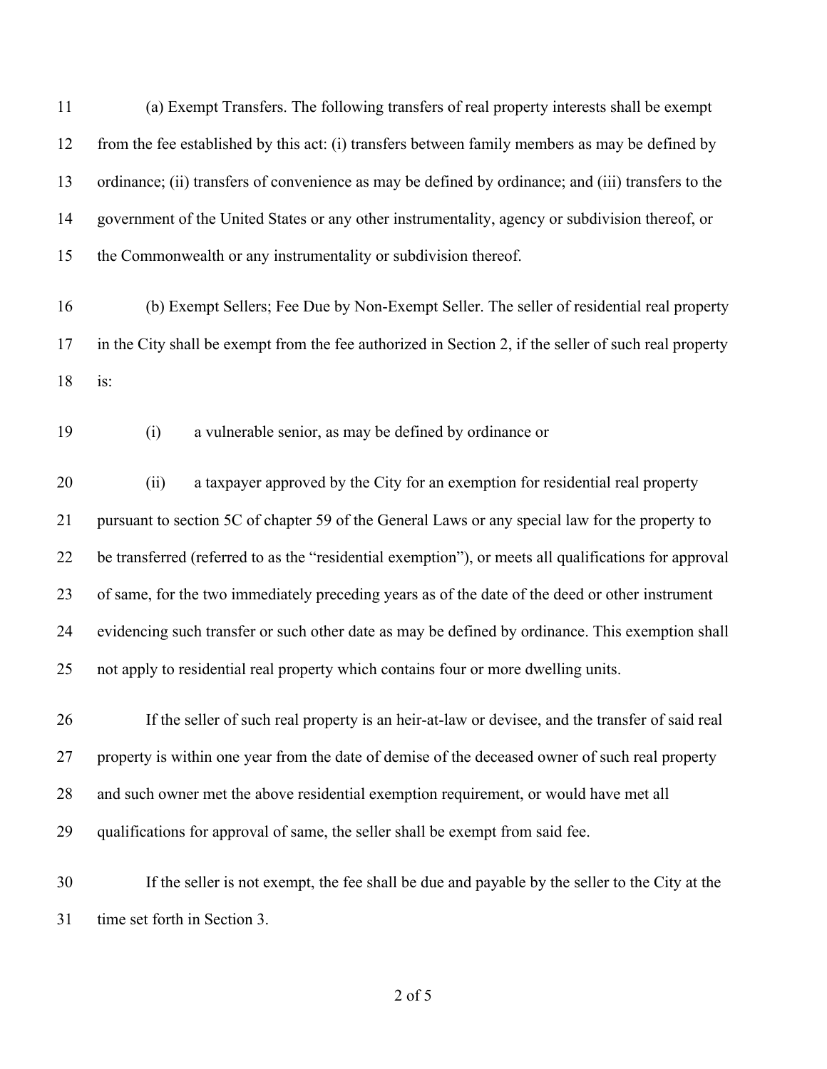(a) Exempt Transfers. The following transfers of real property interests shall be exempt from the fee established by this act: (i) transfers between family members as may be defined by ordinance; (ii) transfers of convenience as may be defined by ordinance; and (iii) transfers to the government of the United States or any other instrumentality, agency or subdivision thereof, or the Commonwealth or any instrumentality or subdivision thereof.

(b) Exempt Sellers; Fee Due by Non-Exempt Seller. The seller of residential real property in the City shall be exempt from the fee authorized in Section 2, if the seller of such real property is:

(i) a vulnerable senior, as may be defined by ordinance or

(ii) a taxpayer approved by the City for an exemption for residential real property pursuant to section 5C of chapter 59 of the General Laws or any special law for the property to be transferred (referred to as the "residential exemption"), or meets all qualifications for approval of same, for the two immediately preceding years as of the date of the deed or other instrument evidencing such transfer or such other date as may be defined by ordinance. This exemption shall not apply to residential real property which contains four or more dwelling units.

If the seller of such real property is an heir-at-law or devisee, and the transfer of said real property is within one year from the date of demise of the deceased owner of such real property and such owner met the above residential exemption requirement, or would have met all qualifications for approval of same, the seller shall be exempt from said fee.

If the seller is not exempt, the fee shall be due and payable by the seller to the City at the time set forth in Section 3.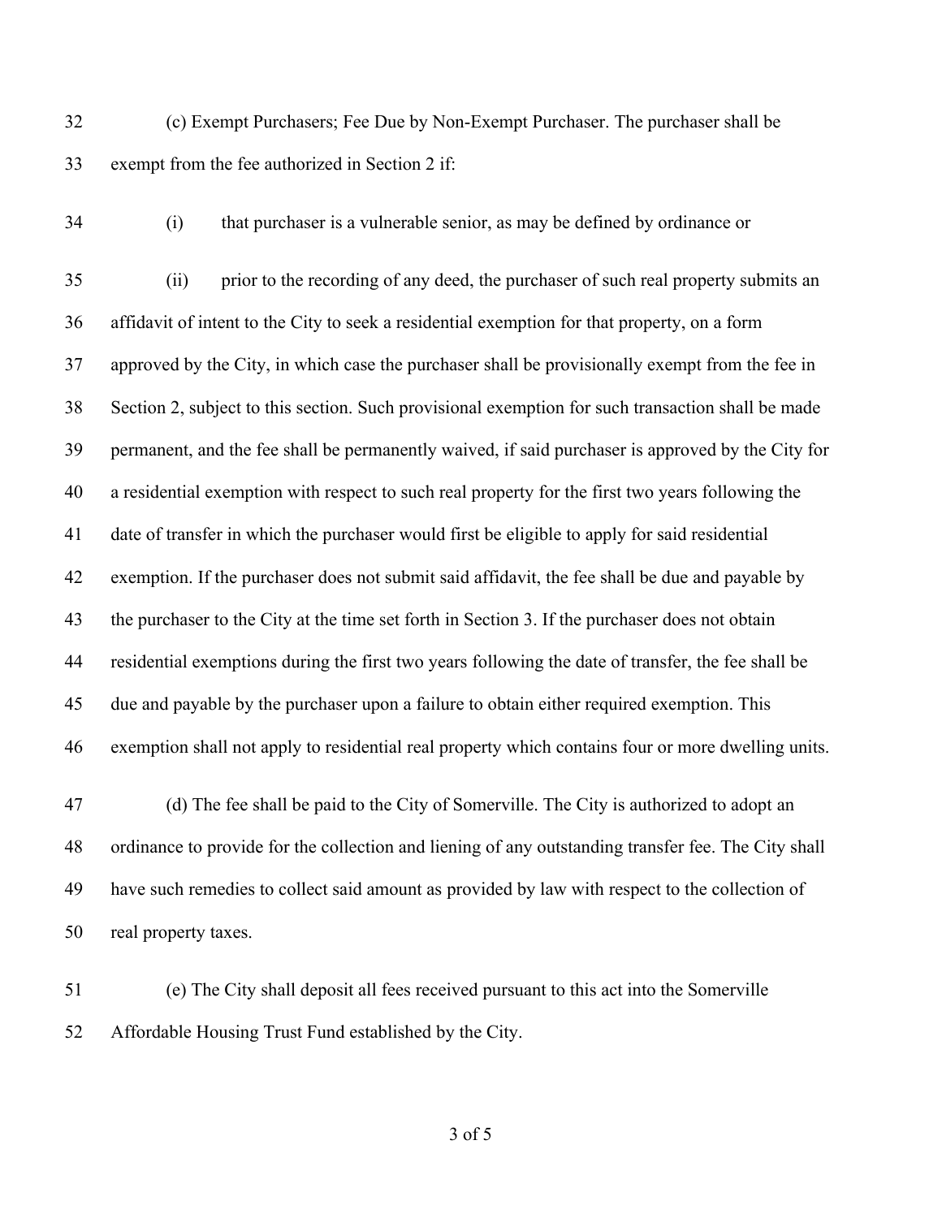(c) Exempt Purchasers; Fee Due by Non-Exempt Purchaser. The purchaser shall be exempt from the fee authorized in Section 2 if:

(i) that purchaser is a vulnerable senior, as may be defined by ordinance or

(ii) prior to the recording of any deed, the purchaser of such real property submits an affidavit of intent to the City to seek a residential exemption for that property, on a form approved by the City, in which case the purchaser shall be provisionally exempt from the fee in Section 2, subject to this section. Such provisional exemption for such transaction shall be made permanent, and the fee shall be permanently waived, if said purchaser is approved by the City for a residential exemption with respect to such real property for the first two years following the date of transfer in which the purchaser would first be eligible to apply for said residential exemption. If the purchaser does not submit said affidavit, the fee shall be due and payable by the purchaser to the City at the time set forth in Section 3. If the purchaser does not obtain residential exemptions during the first two years following the date of transfer, the fee shall be due and payable by the purchaser upon a failure to obtain either required exemption. This exemption shall not apply to residential real property which contains four or more dwelling units.

(d) The fee shall be paid to the City of Somerville. The City is authorized to adopt an ordinance to provide for the collection and liening of any outstanding transfer fee. The City shall have such remedies to collect said amount as provided by law with respect to the collection of real property taxes.

(e) The City shall deposit all fees received pursuant to this act into the Somerville Affordable Housing Trust Fund established by the City.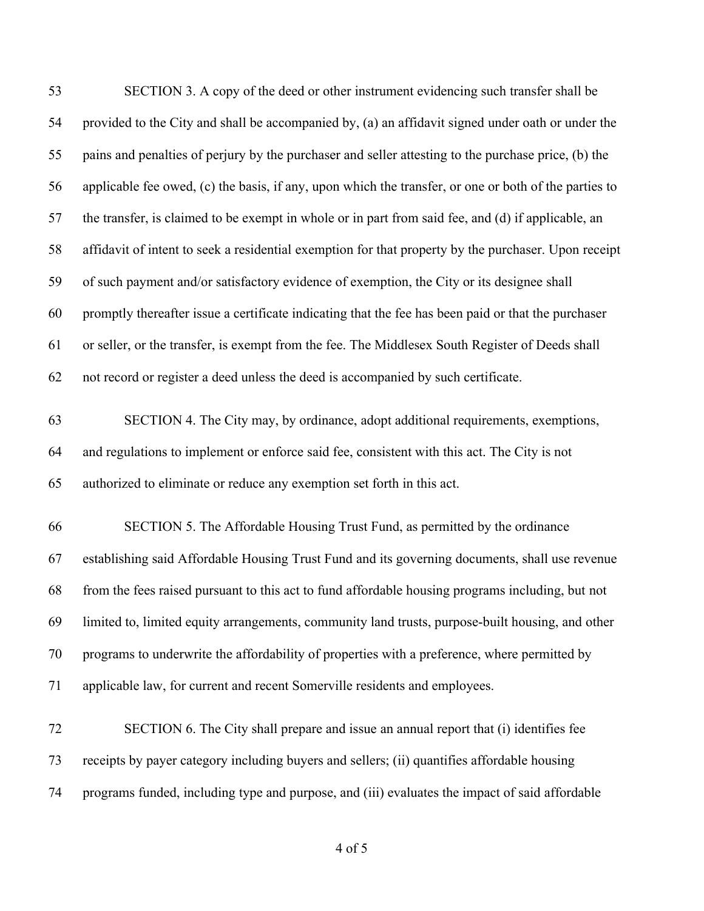SECTION 3. A copy of the deed or other instrument evidencing such transfer shall be provided to the City and shall be accompanied by, (a) an affidavit signed under oath or under the pains and penalties of perjury by the purchaser and seller attesting to the purchase price, (b) the applicable fee owed, (c) the basis, if any, upon which the transfer, or one or both of the parties to the transfer, is claimed to be exempt in whole or in part from said fee, and (d) if applicable, an affidavit of intent to seek a residential exemption for that property by the purchaser. Upon receipt of such payment and/or satisfactory evidence of exemption, the City or its designee shall promptly thereafter issue a certificate indicating that the fee has been paid or that the purchaser or seller, or the transfer, is exempt from the fee. The Middlesex South Register of Deeds shall not record or register a deed unless the deed is accompanied by such certificate.

SECTION 4. The City may, by ordinance, adopt additional requirements, exemptions, and regulations to implement or enforce said fee, consistent with this act. The City is not authorized to eliminate or reduce any exemption set forth in this act.

SECTION 5. The Affordable Housing Trust Fund, as permitted by the ordinance establishing said Affordable Housing Trust Fund and its governing documents, shall use revenue from the fees raised pursuant to this act to fund affordable housing programs including, but not limited to, limited equity arrangements, community land trusts, purpose-built housing, and other programs to underwrite the affordability of properties with a preference, where permitted by applicable law, for current and recent Somerville residents and employees.

SECTION 6. The City shall prepare and issue an annual report that (i) identifies fee receipts by payer category including buyers and sellers; (ii) quantifies affordable housing programs funded, including type and purpose, and (iii) evaluates the impact of said affordable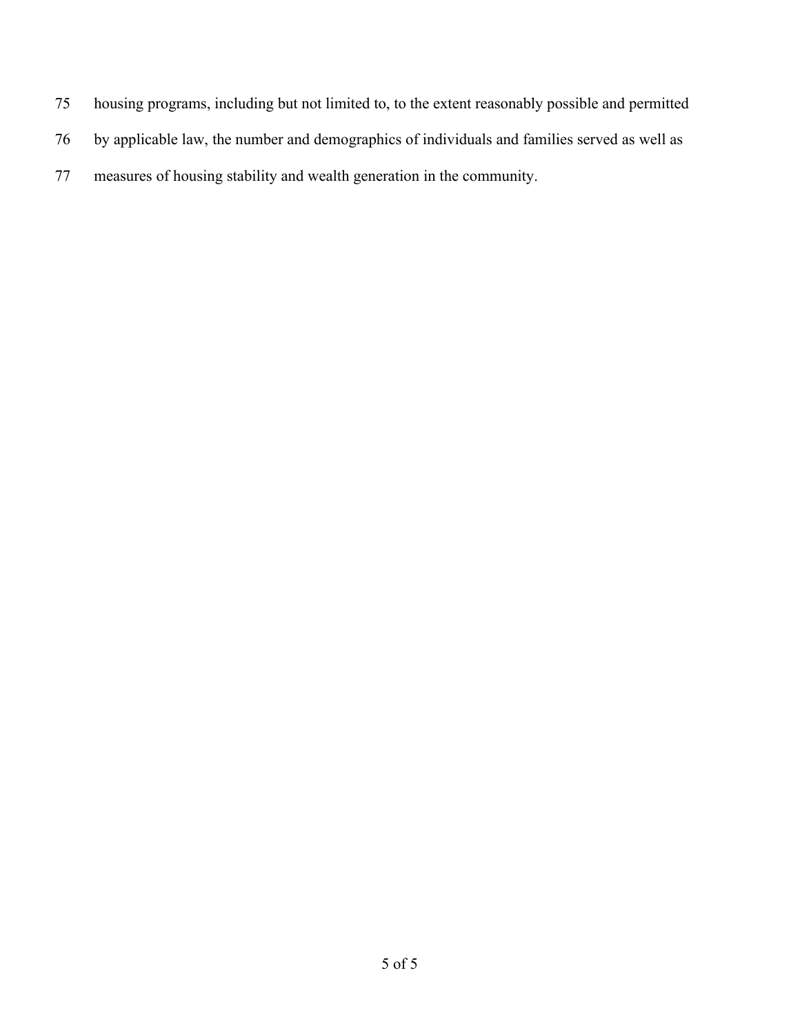75 housing programs, including but not limited to, to the extent reasonably possible and permitted

76 by applicable law, the number and demographics of individuals and families served as well as

77 measures of housing stability and wealth generation in the community.